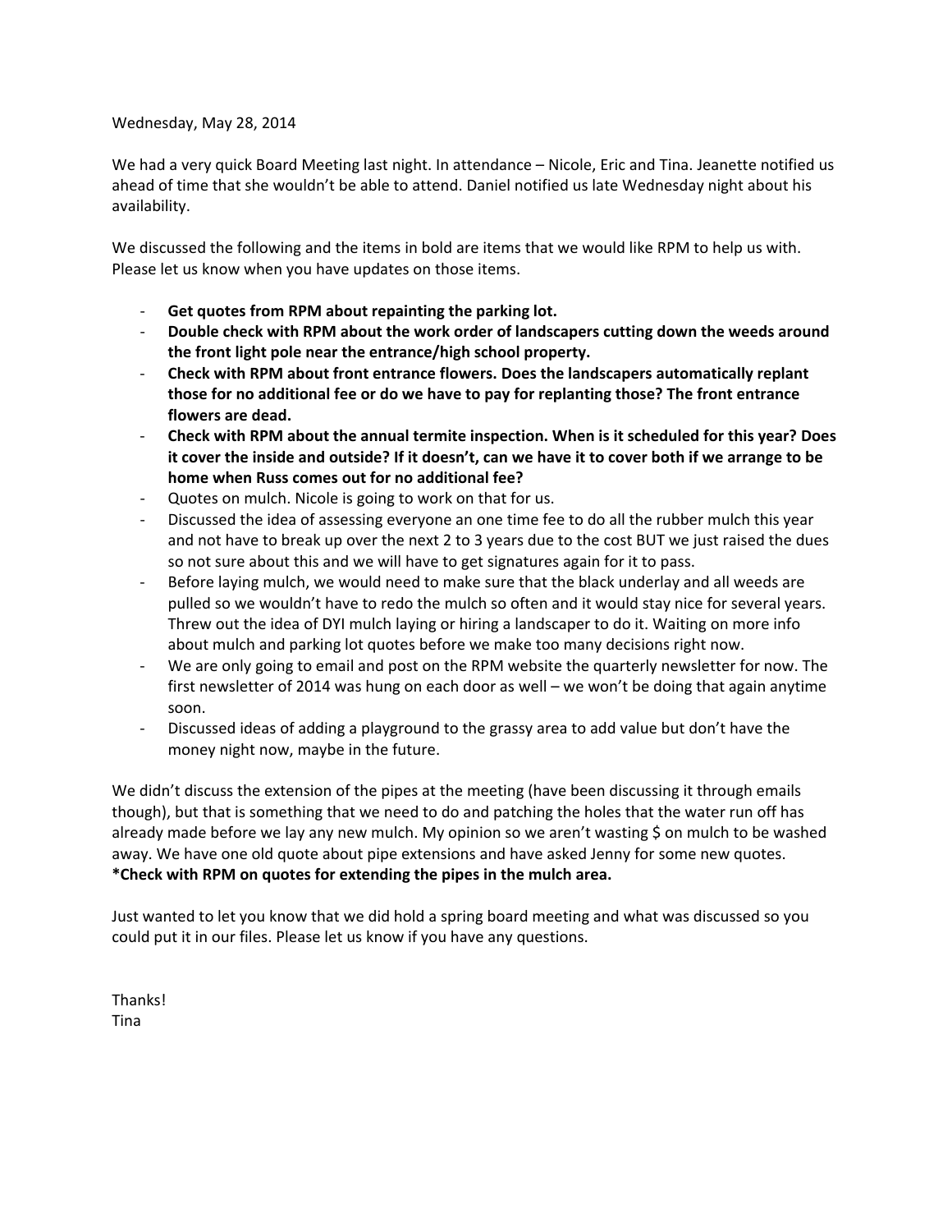Wednesday, May 28, 2014

We had a very quick Board Meeting last night. In attendance – Nicole, Eric and Tina. Jeanette notified us ahead of time that she wouldn't be able to attend. Daniel notified us late Wednesday night about his availability.

We discussed the following and the items in bold are items that we would like RPM to help us with. Please let us know when you have updates on those items.

- **Get quotes from RPM about repainting the parking lot.**
- **Double check with RPM about the work order of landscapers cutting down the weeds around the front light pole near the entrance/high school property.**
- **Check with RPM about front entrance flowers. Does the landscapers automatically replant those for no additional fee or do we have to pay for replanting those? The front entrance flowers are dead.**
- **Check with RPM about the annual termite inspection. When is it scheduled for this year? Does it cover the inside and outside? If it doesn't, can we have it to cover both if we arrange to be home when Russ comes out for no additional fee?**
- Quotes on mulch. Nicole is going to work on that for us.
- Discussed the idea of assessing everyone an one time fee to do all the rubber mulch this year and not have to break up over the next 2 to 3 years due to the cost BUT we just raised the dues so not sure about this and we will have to get signatures again for it to pass.
- Before laying mulch, we would need to make sure that the black underlay and all weeds are pulled so we wouldn't have to redo the mulch so often and it would stay nice for several years. Threw out the idea of DYI mulch laying or hiring a landscaper to do it. Waiting on more info about mulch and parking lot quotes before we make too many decisions right now.
- We are only going to email and post on the RPM website the quarterly newsletter for now. The first newsletter of 2014 was hung on each door as well – we won't be doing that again anytime soon.
- Discussed ideas of adding a playground to the grassy area to add value but don't have the money night now, maybe in the future.

We didn't discuss the extension of the pipes at the meeting (have been discussing it through emails though), but that is something that we need to do and patching the holes that the water run off has already made before we lay any new mulch. My opinion so we aren't wasting $ on mulch to be washed away. We have one old quote about pipe extensions and have asked Jenny for some new quotes. **\*Check with RPM on quotes for extending the pipes in the mulch area.**

Just wanted to let you know that we did hold a spring board meeting and what was discussed so you could put it in our files. Please let us know if you have any questions.

Thanks!
Tina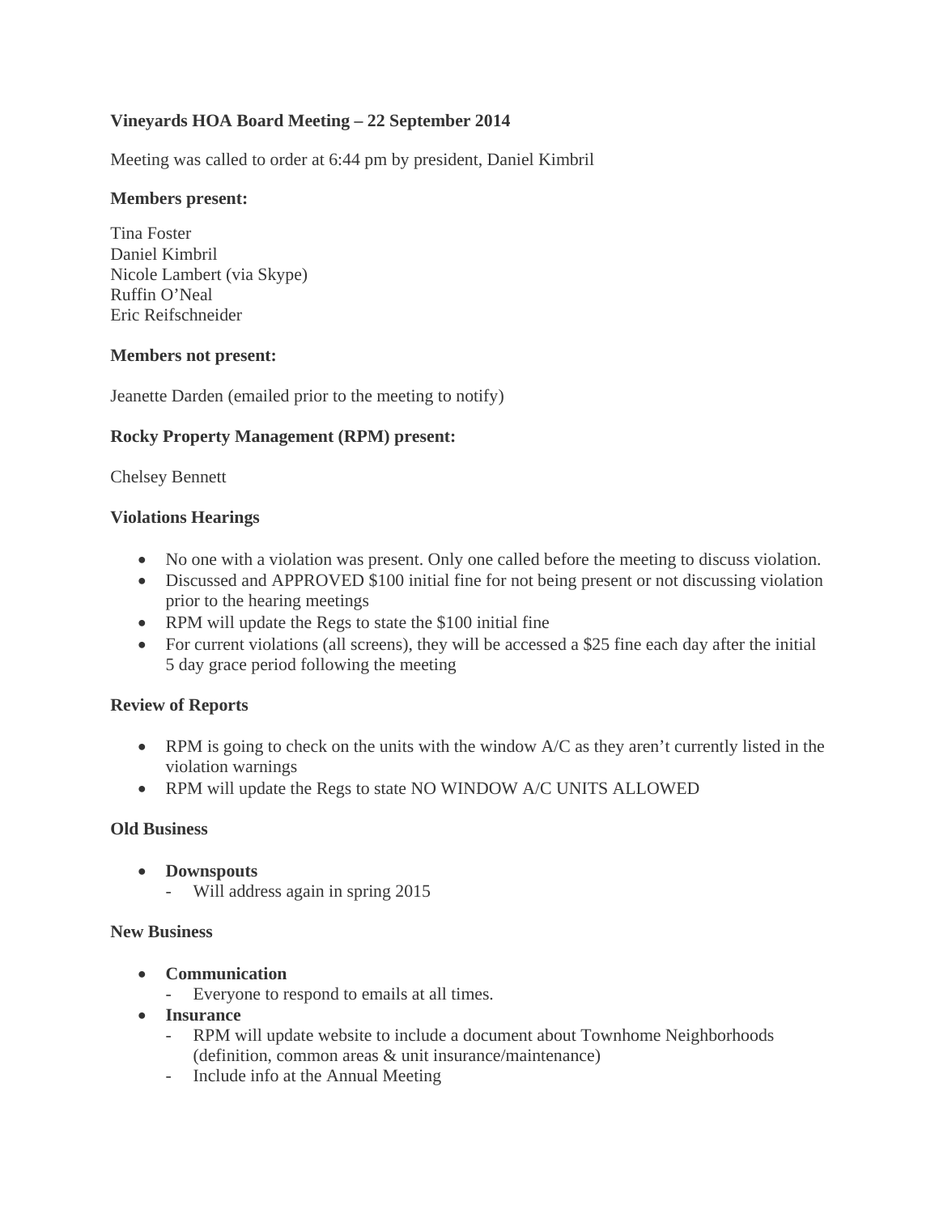**Vineyards HOA Board Meeting – 22 September 2014**

Meeting was called to order at 6:44 pm by president, Daniel Kimbril

**Members present:**

Tina Foster
Daniel Kimbril
Nicole Lambert (via Skype)
Ruffin O'Neal
Eric Reifschneider

**Members not present:**

Jeanette Darden (emailed prior to the meeting to notify)

**Rocky Property Management (RPM) present:**

Chelsey Bennett

**Violations Hearings**

- No one with a violation was present. Only one called before the meeting to discuss violation.
- Discussed and APPROVED $100 initial fine for not being present or not discussing violation prior to the hearing meetings
- RPM will update the Regs to state the $100 initial fine
- For current violations (all screens), they will be accessed a $25 fine each day after the initial 5 day grace period following the meeting

**Review of Reports**

- RPM is going to check on the units with the window A/C as they aren't currently listed in the violation warnings
- RPM will update the Regs to state NO WINDOW A/C UNITS ALLOWED

**Old Business**

- **Downspouts**
  - Will address again in spring 2015

**New Business**

- **Communication**
  - Everyone to respond to emails at all times.
- **Insurance**
  - RPM will update website to include a document about Townhome Neighborhoods (definition, common areas & unit insurance/maintenance)
  - Include info at the Annual Meeting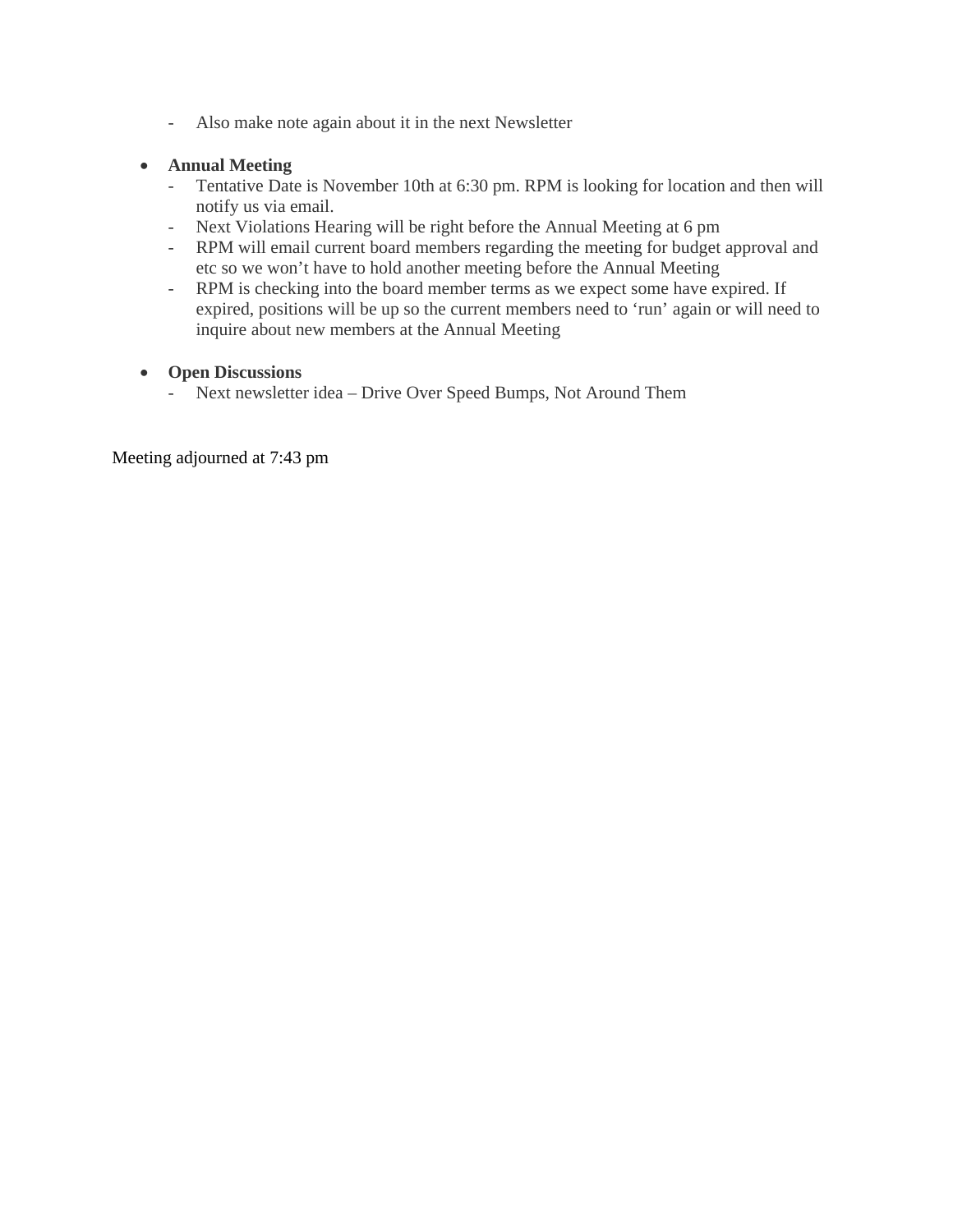- Also make note again about it in the next Newsletter

- **Annual Meeting**
  - Tentative Date is November 10th at 6:30 pm. RPM is looking for location and then will notify us via email.
  - Next Violations Hearing will be right before the Annual Meeting at 6 pm
  - RPM will email current board members regarding the meeting for budget approval and etc so we won't have to hold another meeting before the Annual Meeting
  - RPM is checking into the board member terms as we expect some have expired. If expired, positions will be up so the current members need to 'run' again or will need to inquire about new members at the Annual Meeting

- **Open Discussions**
  - Next newsletter idea – Drive Over Speed Bumps, Not Around Them

Meeting adjourned at 7:43 pm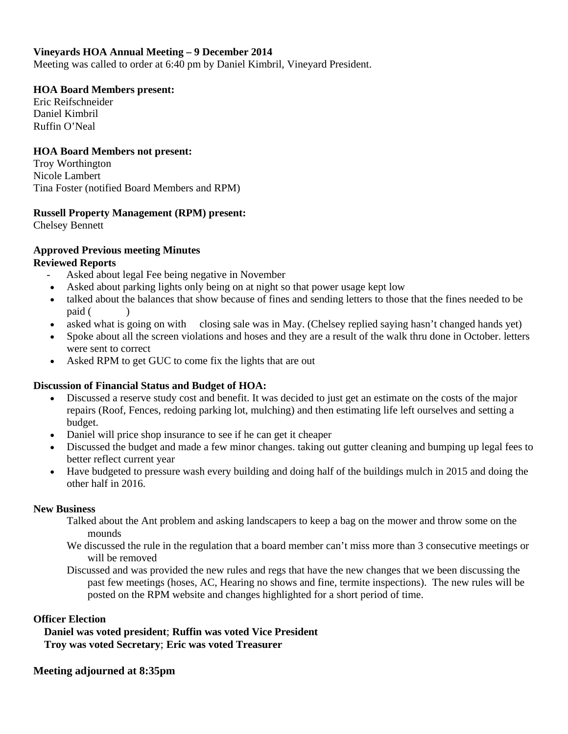**Vineyards HOA Annual Meeting – 9 December 2014**
Meeting was called to order at 6:40 pm by Daniel Kimbril, Vineyard President.

**HOA Board Members present:**
Eric Reifschneider
Daniel Kimbril
Ruffin O'Neal

**HOA Board Members not present:**
Troy Worthington
Nicole Lambert
Tina Foster (notified Board Members and RPM)

**Russell Property Management (RPM) present:**
Chelsey Bennett

**Approved Previous meeting Minutes**
**Reviewed Reports**

- Asked about legal Fee being negative in November
- Asked about parking lights only being on at night so that power usage kept low
- talked about the balances that show because of fines and sending letters to those that the fines needed to be paid (            )
- asked what is going on with      closing sale was in May. (Chelsey replied saying hasn't changed hands yet)
- Spoke about all the screen violations and hoses and they are a result of the walk thru done in October. letters were sent to correct
- Asked RPM to get GUC to come fix the lights that are out

**Discussion of Financial Status and Budget of HOA:**

- Discussed a reserve study cost and benefit. It was decided to just get an estimate on the costs of the major repairs (Roof, Fences, redoing parking lot, mulching) and then estimating life left ourselves and setting a budget.
- Daniel will price shop insurance to see if he can get it cheaper
- Discussed the budget and made a few minor changes. taking out gutter cleaning and bumping up legal fees to better reflect current year
- Have budgeted to pressure wash every building and doing half of the buildings mulch in 2015 and doing the other half in 2016.

**New Business**

Talked about the Ant problem and asking landscapers to keep a bag on the mower and throw some on the mounds

We discussed the rule in the regulation that a board member can't miss more than 3 consecutive meetings or will be removed

Discussed and was provided the new rules and regs that have the new changes that we been discussing the past few meetings (hoses, AC, Hearing no shows and fine, termite inspections). The new rules will be posted on the RPM website and changes highlighted for a short period of time.

**Officer Election**

**Daniel was voted president**; **Ruffin was voted Vice President**
**Troy was voted Secretary**; **Eric was voted Treasurer**

**Meeting adjourned at 8:35pm**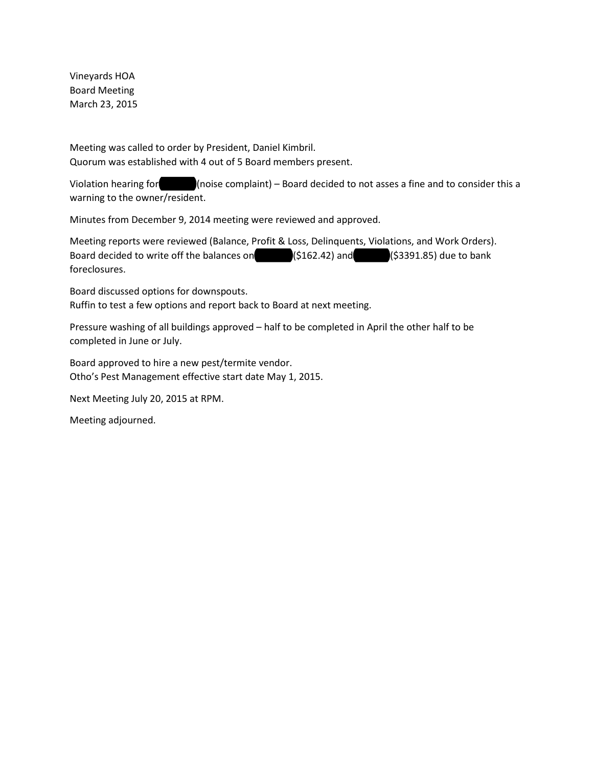Vineyards HOA
Board Meeting
March 23, 2015

Meeting was called to order by President, Daniel Kimbril.
Quorum was established with 4 out of 5 Board members present.

Violation hearing for (noise complaint) – Board decided to not asses a fine and to consider this a warning to the owner/resident.

Minutes from December 9, 2014 meeting were reviewed and approved.

Meeting reports were reviewed (Balance, Profit & Loss, Delinquents, Violations, and Work Orders).
Board decided to write off the balances on ($162.42) and ($3391.85) due to bank foreclosures.

Board discussed options for downspouts.
Ruffin to test a few options and report back to Board at next meeting.

Pressure washing of all buildings approved – half to be completed in April the other half to be completed in June or July.

Board approved to hire a new pest/termite vendor.
Otho's Pest Management effective start date May 1, 2015.

Next Meeting July 20, 2015 at RPM.

Meeting adjourned.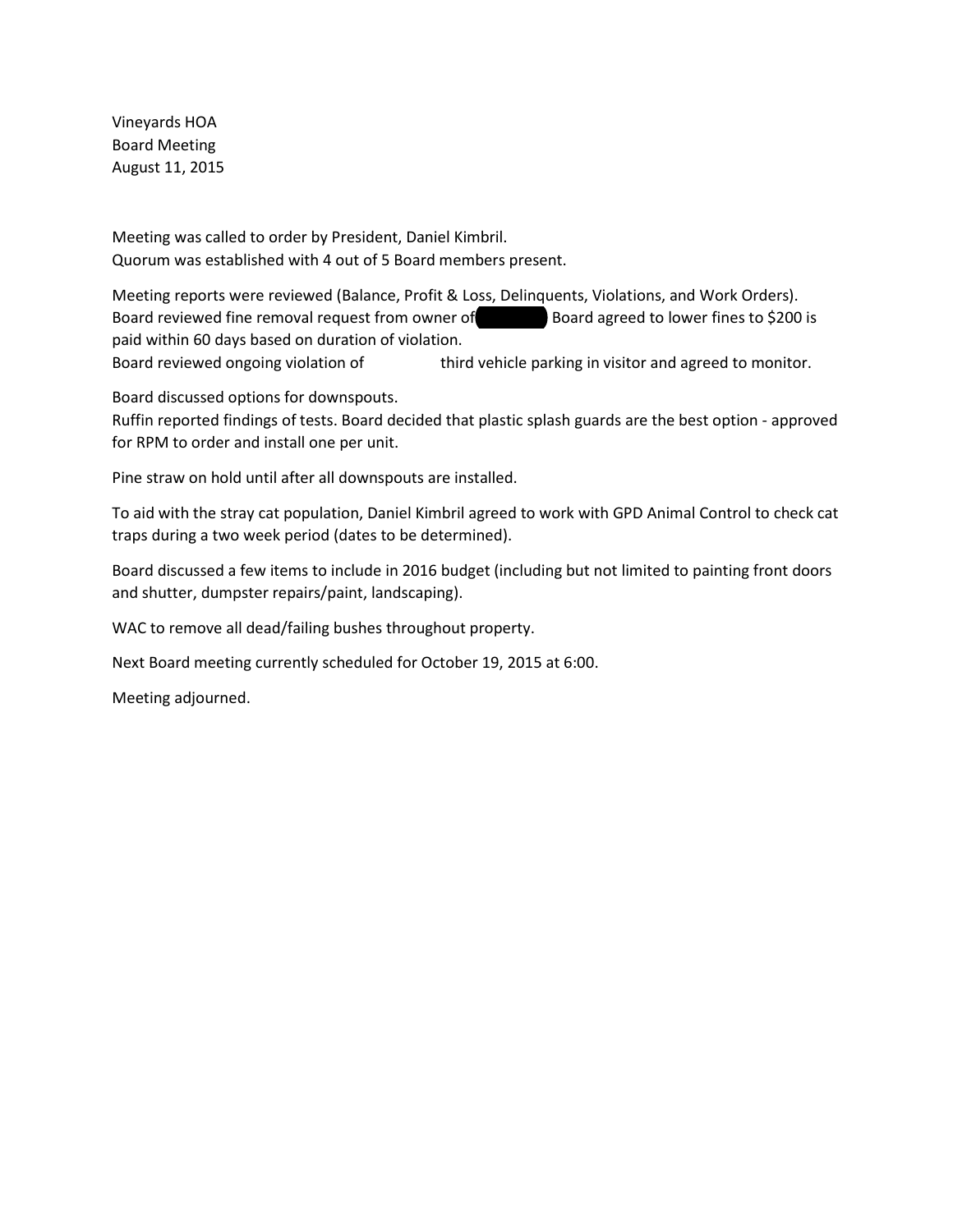Vineyards HOA
Board Meeting
August 11, 2015

Meeting was called to order by President, Daniel Kimbril.
Quorum was established with 4 out of 5 Board members present.

Meeting reports were reviewed (Balance, Profit & Loss, Delinquents, Violations, and Work Orders).
Board reviewed fine removal request from owner of ██████ Board agreed to lower fines to $200 is paid within 60 days based on duration of violation.
Board reviewed ongoing violation of              third vehicle parking in visitor and agreed to monitor.

Board discussed options for downspouts.
Ruffin reported findings of tests. Board decided that plastic splash guards are the best option - approved for RPM to order and install one per unit.

Pine straw on hold until after all downspouts are installed.

To aid with the stray cat population, Daniel Kimbril agreed to work with GPD Animal Control to check cat traps during a two week period (dates to be determined).

Board discussed a few items to include in 2016 budget (including but not limited to painting front doors and shutter, dumpster repairs/paint, landscaping).

WAC to remove all dead/failing bushes throughout property.

Next Board meeting currently scheduled for October 19, 2015 at 6:00.

Meeting adjourned.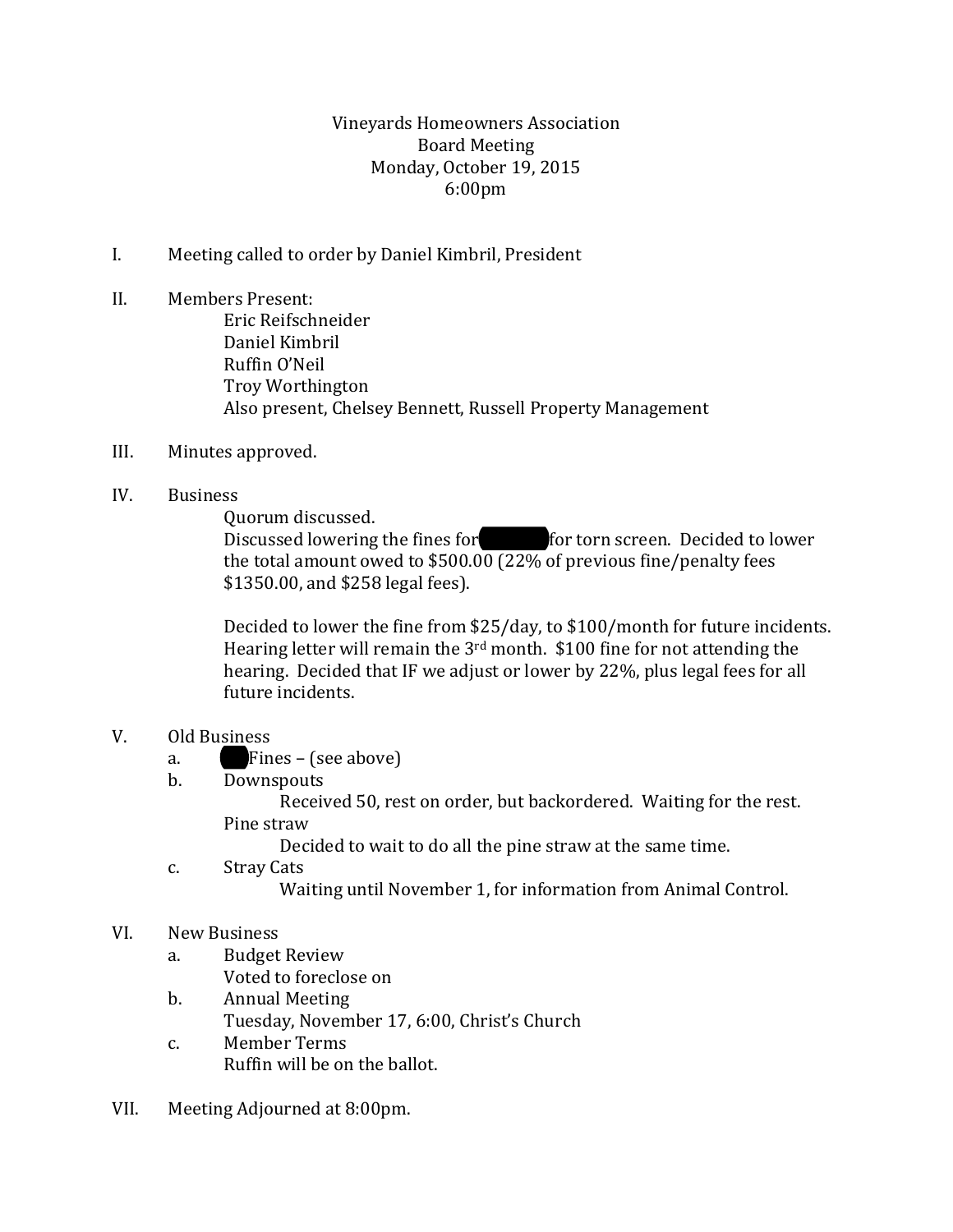Vineyards Homeowners Association
Board Meeting
Monday, October 19, 2015
6:00pm

I. Meeting called to order by Daniel Kimbril, President

II. Members Present:
    Eric Reifschneider
    Daniel Kimbril
    Ruffin O'Neil
    Troy Worthington
    Also present, Chelsey Bennett, Russell Property Management

III. Minutes approved.

IV. Business
    Quorum discussed.
    Discussed lowering the fines for [redacted] for torn screen. Decided to lower the total amount owed to $500.00 (22% of previous fine/penalty fees $1350.00, and $258 legal fees).

    Decided to lower the fine from $25/day, to $100/month for future incidents. Hearing letter will remain the 3rd month. $100 fine for not attending the hearing. Decided that IF we adjust or lower by 22%, plus legal fees for all future incidents.

V. Old Business
    a. [redacted] Fines – (see above)
    b. Downspouts
        Received 50, rest on order, but backordered. Waiting for the rest.
       Pine straw
        Decided to wait to do all the pine straw at the same time.
    c. Stray Cats
        Waiting until November 1, for information from Animal Control.

VI. New Business
    a. Budget Review
       Voted to foreclose on
    b. Annual Meeting
       Tuesday, November 17, 6:00, Christ's Church
    c. Member Terms
       Ruffin will be on the ballot.

VII. Meeting Adjourned at 8:00pm.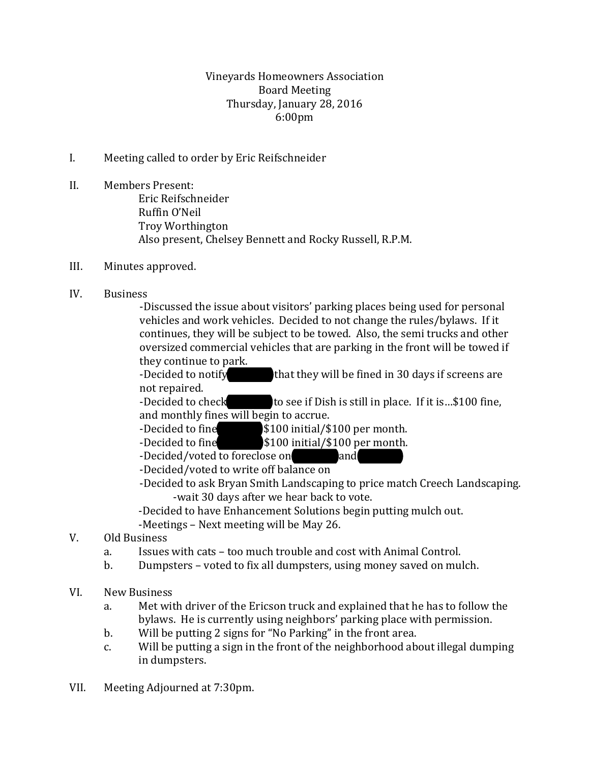Vineyards Homeowners Association
Board Meeting
Thursday, January 28, 2016
6:00pm

I. Meeting called to order by Eric Reifschneider

II. Members Present:
   Eric Reifschneider
   Ruffin O'Neil
   Troy Worthington
   Also present, Chelsey Bennett and Rocky Russell, R.P.M.

III. Minutes approved.

IV. Business
   -Discussed the issue about visitors' parking places being used for personal vehicles and work vehicles. Decided to not change the rules/bylaws. If it continues, they will be subject to be towed. Also, the semi trucks and other oversized commercial vehicles that are parking in the front will be towed if they continue to park.
   -Decided to notify [REDACTED] that they will be fined in 30 days if screens are not repaired.
   -Decided to check [REDACTED] to see if Dish is still in place. If it is…$100 fine, and monthly fines will begin to accrue.
   -Decided to fine [REDACTED] $100 initial/$100 per month.
   -Decided to fine [REDACTED] $100 initial/$100 per month.
   -Decided/voted to foreclose on [REDACTED] and [REDACTED]
   -Decided/voted to write off balance on
   -Decided to ask Bryan Smith Landscaping to price match Creech Landscaping.
      -wait 30 days after we hear back to vote.
   -Decided to have Enhancement Solutions begin putting mulch out.
   -Meetings – Next meeting will be May 26.

V. Old Business
   a. Issues with cats – too much trouble and cost with Animal Control.
   b. Dumpsters – voted to fix all dumpsters, using money saved on mulch.

VI. New Business
   a. Met with driver of the Ericson truck and explained that he has to follow the bylaws. He is currently using neighbors' parking place with permission.
   b. Will be putting 2 signs for "No Parking" in the front area.
   c. Will be putting a sign in the front of the neighborhood about illegal dumping in dumpsters.

VII. Meeting Adjourned at 7:30pm.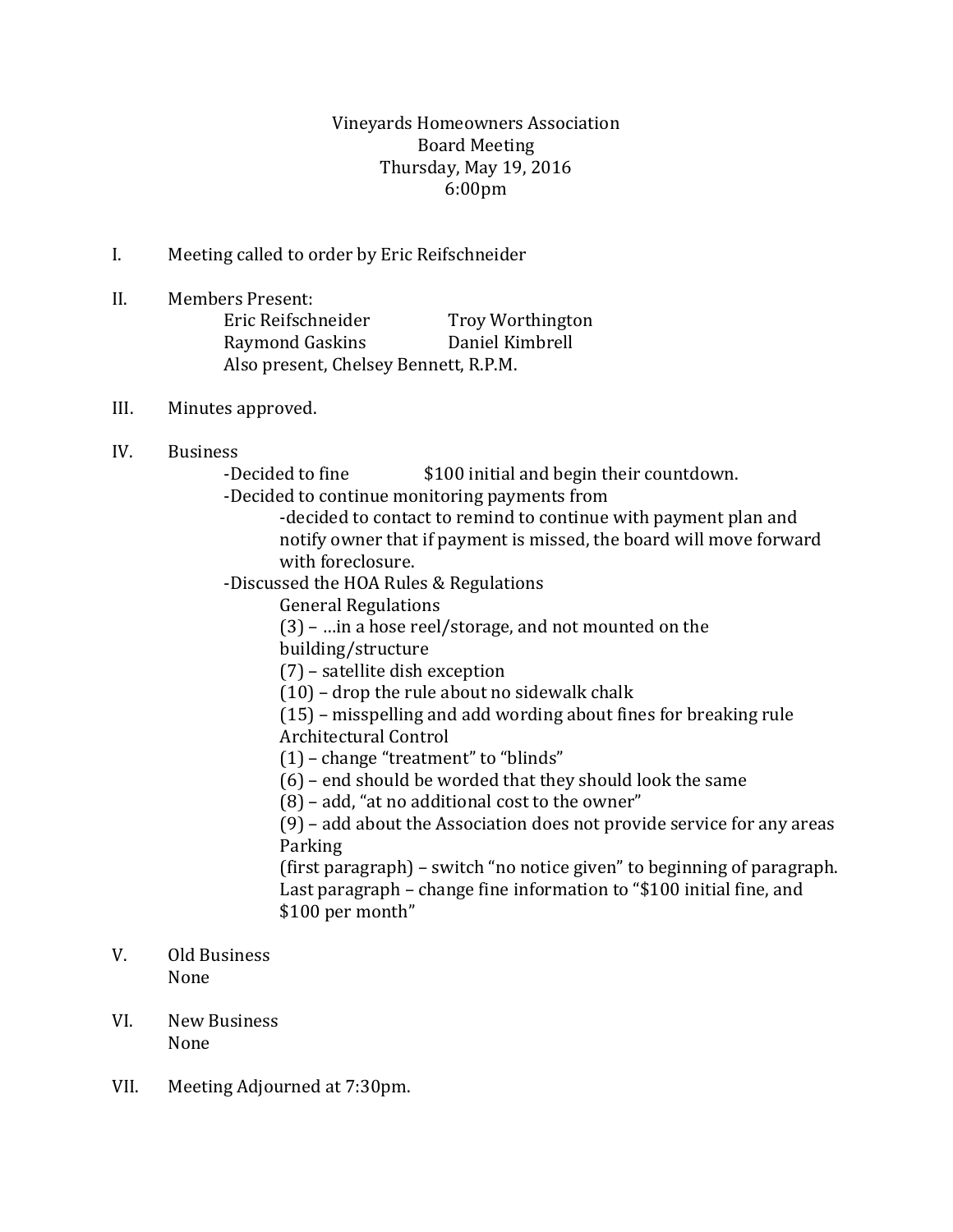Vineyards Homeowners Association
Board Meeting
Thursday, May 19, 2016
6:00pm

I. Meeting called to order by Eric Reifschneider

II. Members Present:
    Eric Reifschneider    Troy Worthington
    Raymond Gaskins    Daniel Kimbrell
    Also present, Chelsey Bennett, R.P.M.

III. Minutes approved.

IV. Business
    -Decided to fine     $100 initial and begin their countdown.
    -Decided to continue monitoring payments from
        -decided to contact to remind to continue with payment plan and notify owner that if payment is missed, the board will move forward with foreclosure.
    -Discussed the HOA Rules & Regulations
        General Regulations
        (3) – …in a hose reel/storage, and not mounted on the building/structure
        (7) – satellite dish exception
        (10) – drop the rule about no sidewalk chalk
        (15) – misspelling and add wording about fines for breaking rule
        Architectural Control
        (1) – change "treatment" to "blinds"
        (6) – end should be worded that they should look the same
        (8) – add, "at no additional cost to the owner"
        (9) – add about the Association does not provide service for any areas
        Parking
        (first paragraph) – switch "no notice given" to beginning of paragraph.
        Last paragraph – change fine information to "$100 initial fine, and $100 per month"

V. Old Business
    None

VI. New Business
    None

VII. Meeting Adjourned at 7:30pm.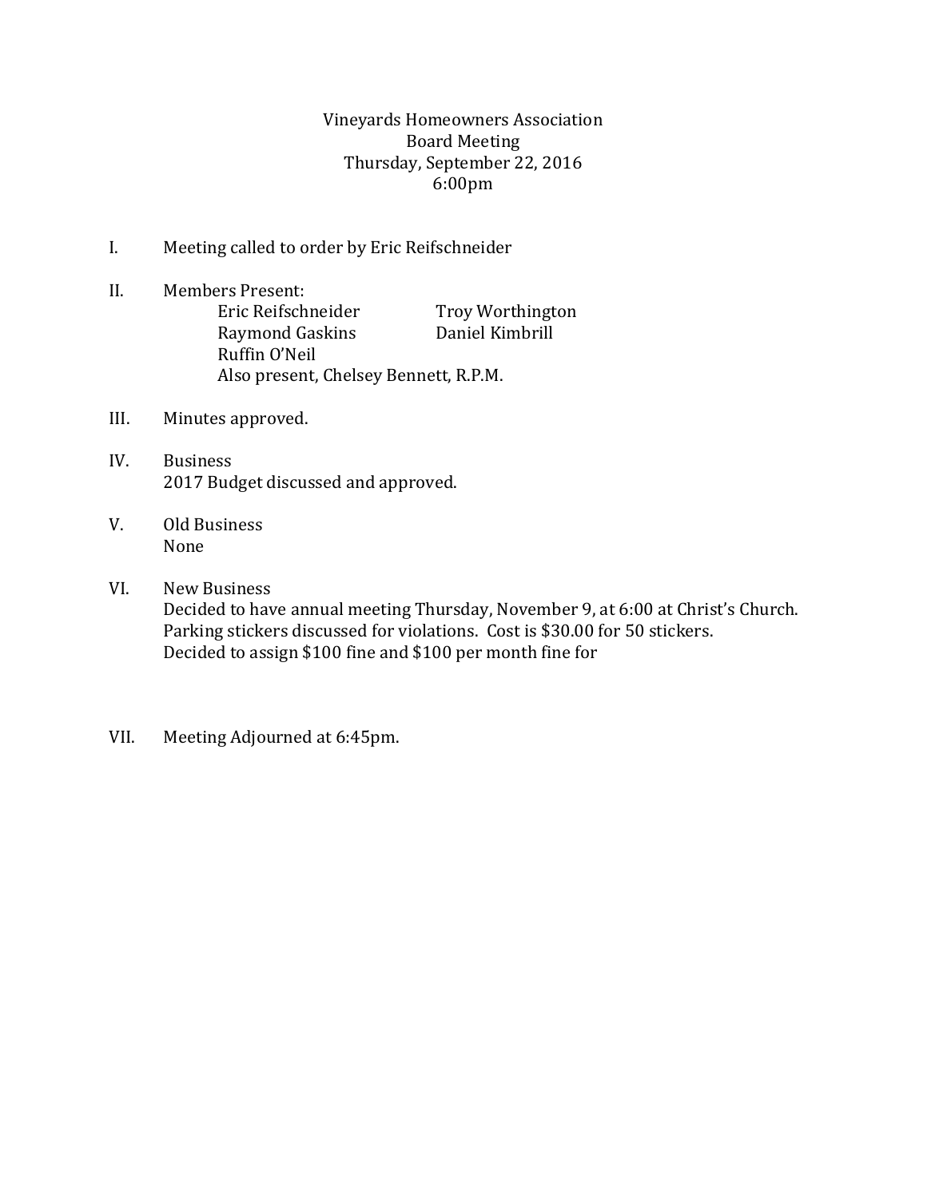Vineyards Homeowners Association
Board Meeting
Thursday, September 22, 2016
6:00pm

I. Meeting called to order by Eric Reifschneider

II. Members Present:
    Eric Reifschneider    Troy Worthington
    Raymond Gaskins    Daniel Kimbrill
    Ruffin O'Neil
    Also present, Chelsey Bennett, R.P.M.

III. Minutes approved.

IV. Business
    2017 Budget discussed and approved.

V. Old Business
    None

VI. New Business
    Decided to have annual meeting Thursday, November 9, at 6:00 at Christ's Church.
    Parking stickers discussed for violations. Cost is $30.00 for 50 stickers.
    Decided to assign $100 fine and $100 per month fine for

VII. Meeting Adjourned at 6:45pm.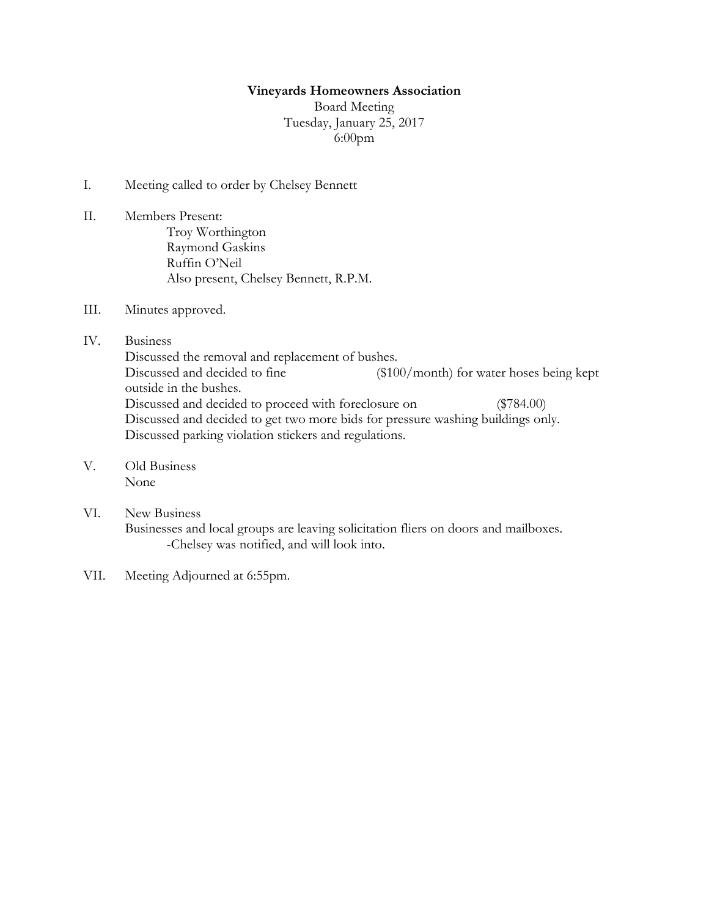**Vineyards Homeowners Association**

Board Meeting
Tuesday, January 25, 2017
6:00pm

I. Meeting called to order by Chelsey Bennett

II. Members Present:
   Troy Worthington
   Raymond Gaskins
   Ruffin O'Neil
   Also present, Chelsey Bennett, R.P.M.

III. Minutes approved.

IV. Business
   Discussed the removal and replacement of bushes.
   Discussed and decided to fine ($100/month) for water hoses being kept outside in the bushes.
   Discussed and decided to proceed with foreclosure on ($784.00)
   Discussed and decided to get two more bids for pressure washing buildings only.
   Discussed parking violation stickers and regulations.

V. Old Business
   None

VI. New Business
   Businesses and local groups are leaving solicitation fliers on doors and mailboxes.
   -Chelsey was notified, and will look into.

VII. Meeting Adjourned at 6:55pm.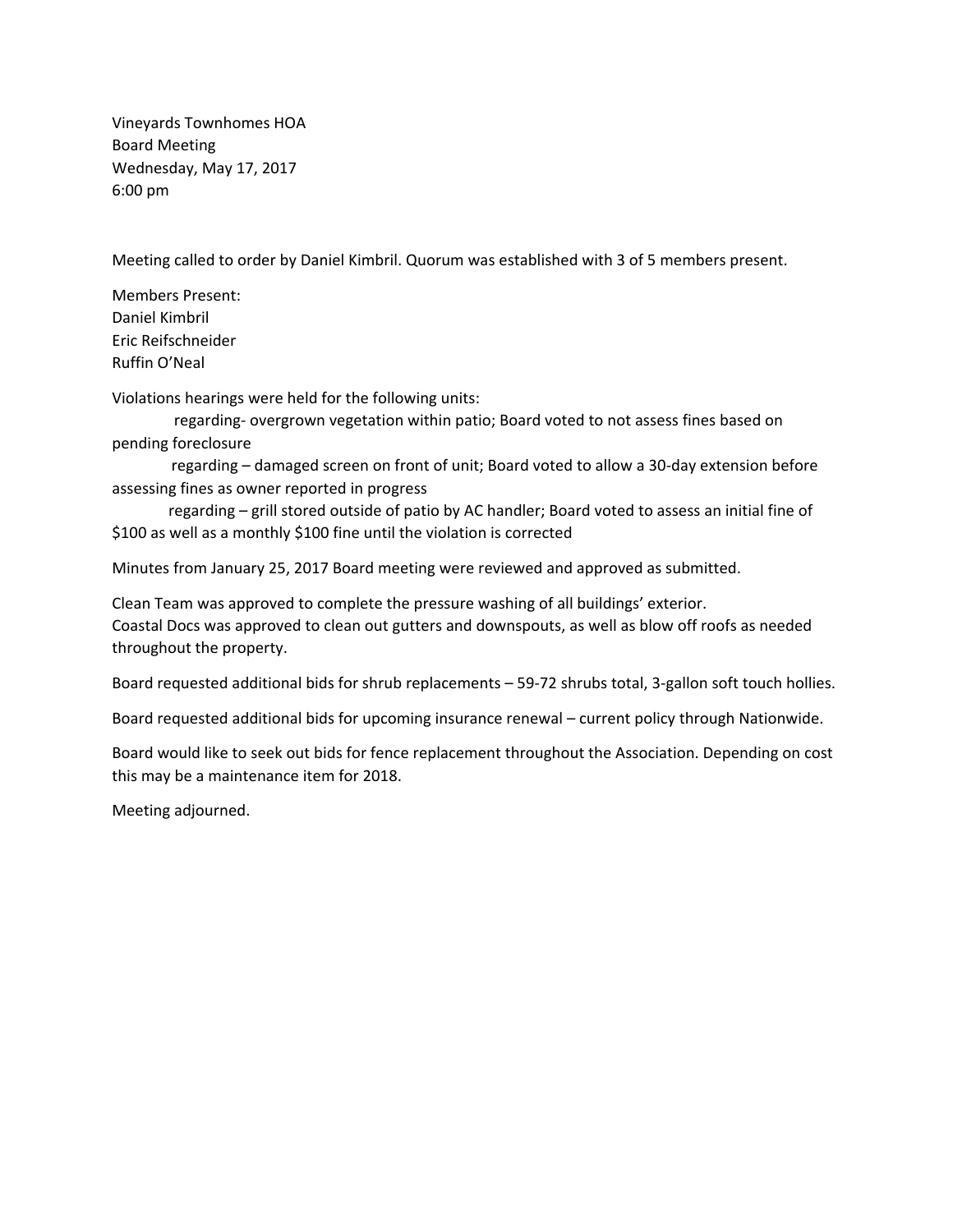Vineyards Townhomes HOA
Board Meeting
Wednesday, May 17, 2017
6:00 pm

Meeting called to order by Daniel Kimbril. Quorum was established with 3 of 5 members present.

Members Present:
Daniel Kimbril
Eric Reifschneider
Ruffin O'Neal

Violations hearings were held for the following units:

regarding- overgrown vegetation within patio; Board voted to not assess fines based on pending foreclosure

regarding – damaged screen on front of unit; Board voted to allow a 30-day extension before assessing fines as owner reported in progress

regarding – grill stored outside of patio by AC handler; Board voted to assess an initial fine of $100 as well as a monthly $100 fine until the violation is corrected

Minutes from January 25, 2017 Board meeting were reviewed and approved as submitted.

Clean Team was approved to complete the pressure washing of all buildings' exterior.
Coastal Docs was approved to clean out gutters and downspouts, as well as blow off roofs as needed throughout the property.

Board requested additional bids for shrub replacements – 59-72 shrubs total, 3-gallon soft touch hollies.

Board requested additional bids for upcoming insurance renewal – current policy through Nationwide.

Board would like to seek out bids for fence replacement throughout the Association. Depending on cost this may be a maintenance item for 2018.

Meeting adjourned.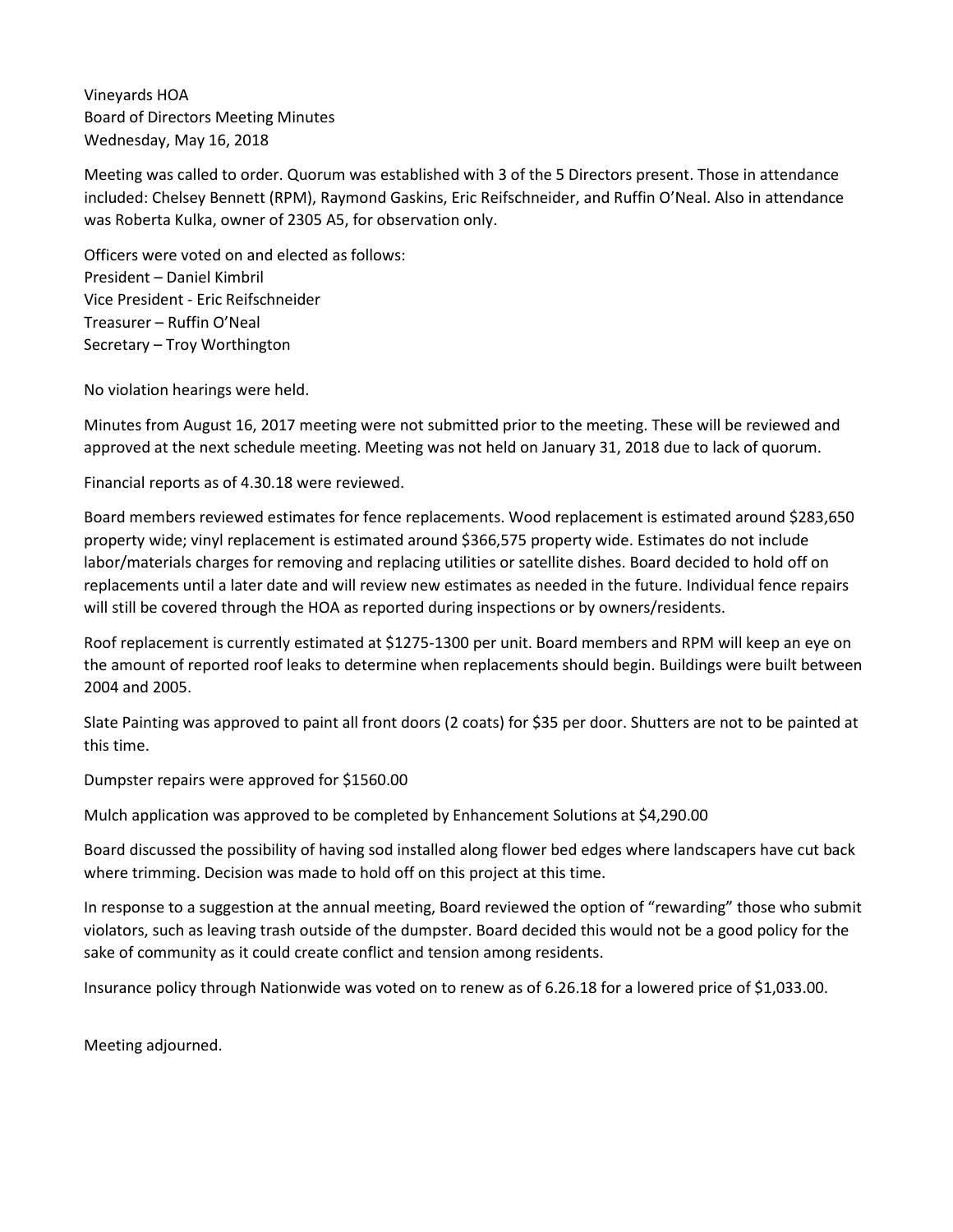Vineyards HOA
Board of Directors Meeting Minutes
Wednesday, May 16, 2018

Meeting was called to order. Quorum was established with 3 of the 5 Directors present. Those in attendance included: Chelsey Bennett (RPM), Raymond Gaskins, Eric Reifschneider, and Ruffin O'Neal. Also in attendance was Roberta Kulka, owner of 2305 A5, for observation only.

Officers were voted on and elected as follows:
President – Daniel Kimbril
Vice President - Eric Reifschneider
Treasurer – Ruffin O'Neal
Secretary – Troy Worthington

No violation hearings were held.

Minutes from August 16, 2017 meeting were not submitted prior to the meeting. These will be reviewed and approved at the next schedule meeting. Meeting was not held on January 31, 2018 due to lack of quorum.

Financial reports as of 4.30.18 were reviewed.

Board members reviewed estimates for fence replacements. Wood replacement is estimated around $283,650 property wide; vinyl replacement is estimated around $366,575 property wide. Estimates do not include labor/materials charges for removing and replacing utilities or satellite dishes. Board decided to hold off on replacements until a later date and will review new estimates as needed in the future. Individual fence repairs will still be covered through the HOA as reported during inspections or by owners/residents.

Roof replacement is currently estimated at $1275-1300 per unit. Board members and RPM will keep an eye on the amount of reported roof leaks to determine when replacements should begin. Buildings were built between 2004 and 2005.

Slate Painting was approved to paint all front doors (2 coats) for $35 per door. Shutters are not to be painted at this time.

Dumpster repairs were approved for $1560.00

Mulch application was approved to be completed by Enhancement Solutions at $4,290.00

Board discussed the possibility of having sod installed along flower bed edges where landscapers have cut back where trimming. Decision was made to hold off on this project at this time.

In response to a suggestion at the annual meeting, Board reviewed the option of "rewarding" those who submit violators, such as leaving trash outside of the dumpster. Board decided this would not be a good policy for the sake of community as it could create conflict and tension among residents.

Insurance policy through Nationwide was voted on to renew as of 6.26.18 for a lowered price of $1,033.00.

Meeting adjourned.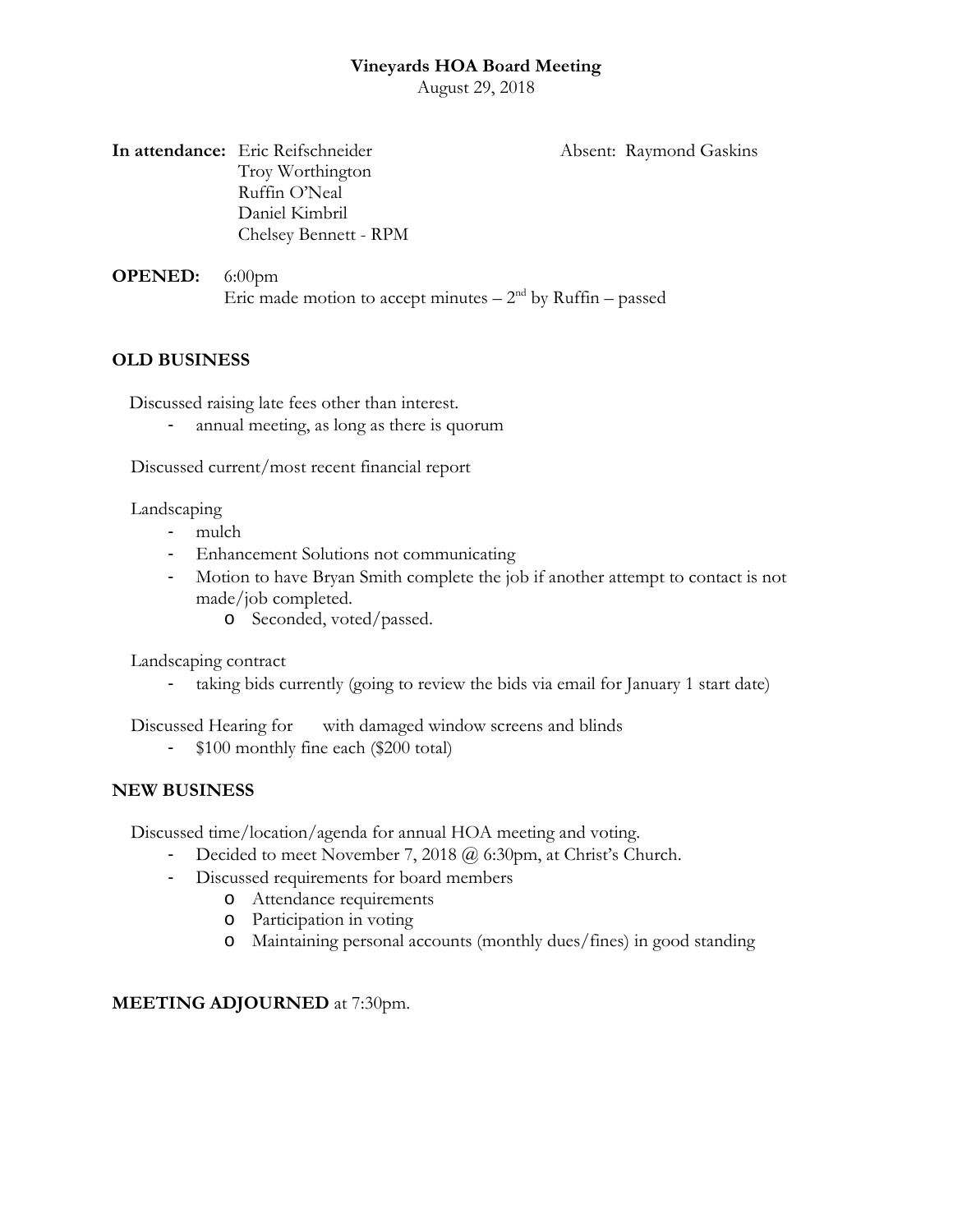**Vineyards HOA Board Meeting**
August 29, 2018

**In attendance:** Eric Reifschneider
Troy Worthington
Ruffin O'Neal
Daniel Kimbril
Chelsey Bennett - RPM

Absent: Raymond Gaskins

**OPENED:** 6:00pm
Eric made motion to accept minutes – 2nd by Ruffin – passed

**OLD BUSINESS**

Discussed raising late fees other than interest.

- annual meeting, as long as there is quorum

Discussed current/most recent financial report

Landscaping

- mulch
- Enhancement Solutions not communicating
- Motion to have Bryan Smith complete the job if another attempt to contact is not made/job completed.
  - Seconded, voted/passed.

Landscaping contract

- taking bids currently (going to review the bids via email for January 1 start date)

Discussed Hearing for with damaged window screens and blinds

- $100 monthly fine each ($200 total)

**NEW BUSINESS**

Discussed time/location/agenda for annual HOA meeting and voting.

- Decided to meet November 7, 2018 @ 6:30pm, at Christ's Church.
- Discussed requirements for board members
  - Attendance requirements
  - Participation in voting
  - Maintaining personal accounts (monthly dues/fines) in good standing

**MEETING ADJOURNED** at 7:30pm.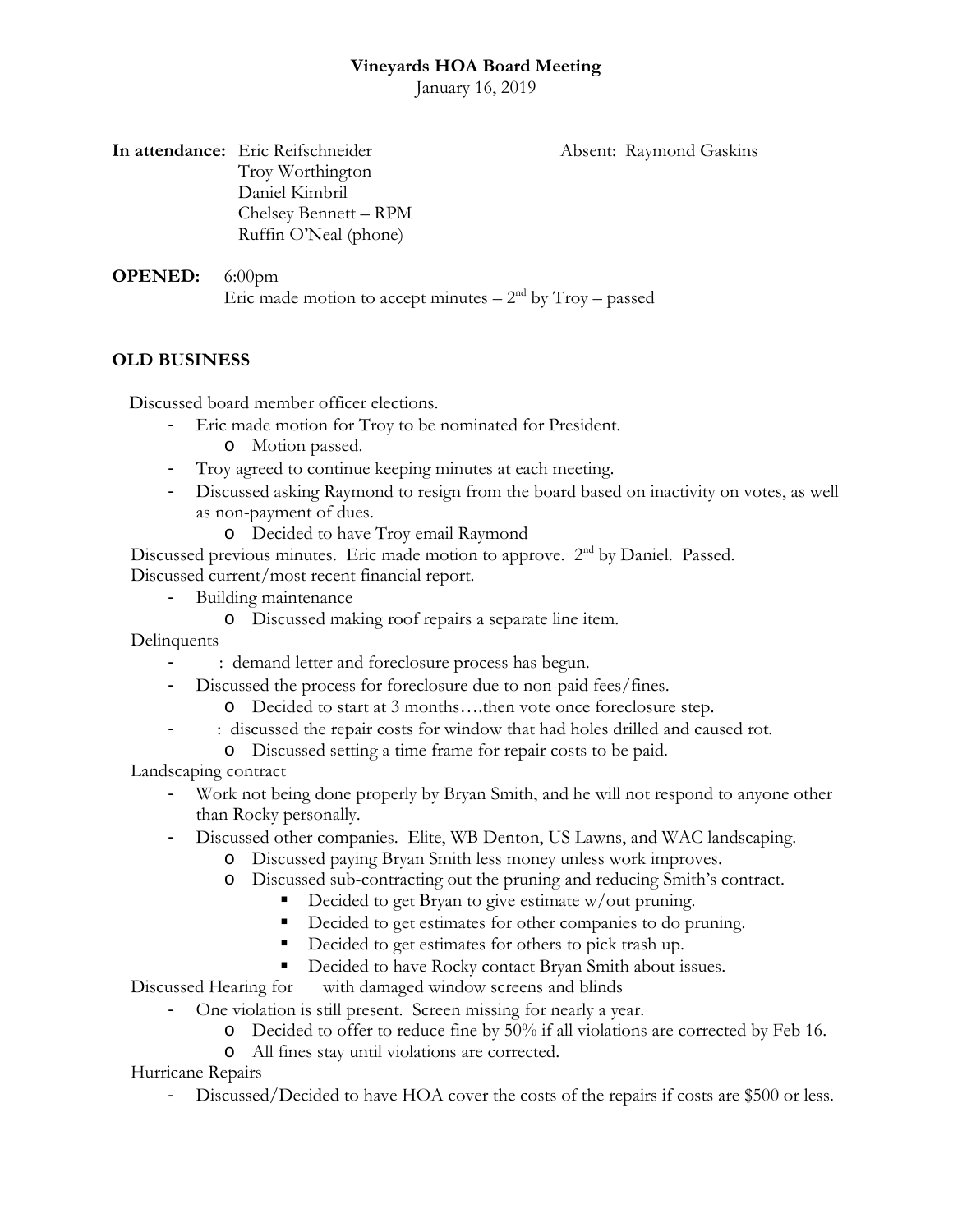**Vineyards HOA Board Meeting**

January 16, 2019

**In attendance:** Eric Reifschneider
Troy Worthington
Daniel Kimbril
Chelsey Bennett – RPM
Ruffin O'Neal (phone)

Absent: Raymond Gaskins

**OPENED:** 6:00pm
Eric made motion to accept minutes – 2nd by Troy – passed

## OLD BUSINESS

Discussed board member officer elections.

- Eric made motion for Troy to be nominated for President.
  - Motion passed.
- Troy agreed to continue keeping minutes at each meeting.
- Discussed asking Raymond to resign from the board based on inactivity on votes, as well as non-payment of dues.
  - Decided to have Troy email Raymond

Discussed previous minutes. Eric made motion to approve. 2nd by Daniel. Passed.

Discussed current/most recent financial report.

- Building maintenance
  - Discussed making roof repairs a separate line item.

Delinquents

- : demand letter and foreclosure process has begun.
- Discussed the process for foreclosure due to non-paid fees/fines.
  - Decided to start at 3 months….then vote once foreclosure step.
- : discussed the repair costs for window that had holes drilled and caused rot.
  - Discussed setting a time frame for repair costs to be paid.

Landscaping contract

- Work not being done properly by Bryan Smith, and he will not respond to anyone other than Rocky personally.
- Discussed other companies. Elite, WB Denton, US Lawns, and WAC landscaping.
  - Discussed paying Bryan Smith less money unless work improves.
  - Discussed sub-contracting out the pruning and reducing Smith's contract.
    - Decided to get Bryan to give estimate w/out pruning.
    - Decided to get estimates for other companies to do pruning.
    - Decided to get estimates for others to pick trash up.
    - Decided to have Rocky contact Bryan Smith about issues.

Discussed Hearing for with damaged window screens and blinds

- One violation is still present. Screen missing for nearly a year.
  - Decided to offer to reduce fine by 50% if all violations are corrected by Feb 16.
  - All fines stay until violations are corrected.

Hurricane Repairs

- Discussed/Decided to have HOA cover the costs of the repairs if costs are $500 or less.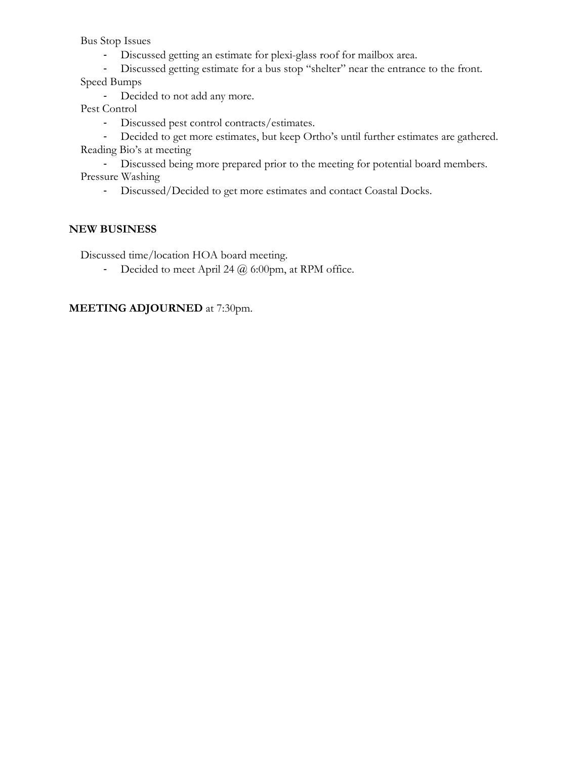Bus Stop Issues

- Discussed getting an estimate for plexi-glass roof for mailbox area.
- Discussed getting estimate for a bus stop "shelter" near the entrance to the front.

Speed Bumps

- Decided to not add any more.

Pest Control

- Discussed pest control contracts/estimates.
- Decided to get more estimates, but keep Ortho's until further estimates are gathered.

Reading Bio's at meeting

- Discussed being more prepared prior to the meeting for potential board members.

Pressure Washing

- Discussed/Decided to get more estimates and contact Coastal Docks.

**NEW BUSINESS**

Discussed time/location HOA board meeting.

- Decided to meet April 24 @ 6:00pm, at RPM office.

**MEETING ADJOURNED** at 7:30pm.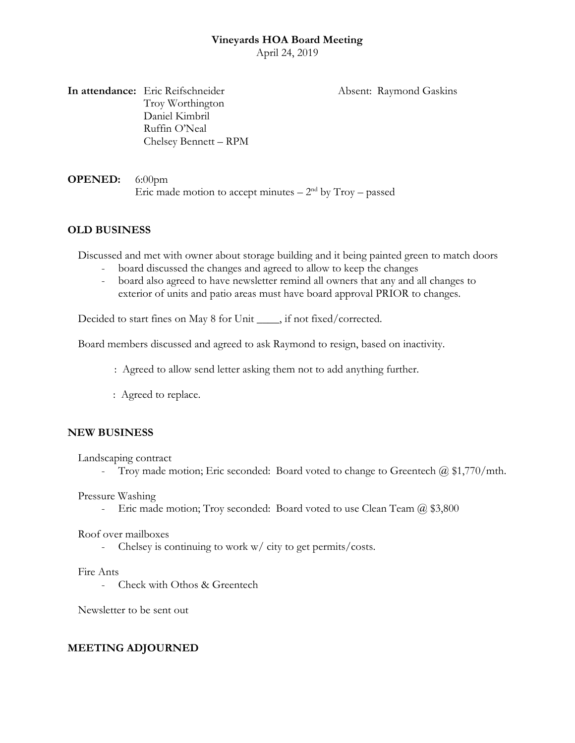**Vineyards HOA Board Meeting**
April 24, 2019

**In attendance:** Eric Reifschneider
Troy Worthington
Daniel Kimbril
Ruffin O'Neal
Chelsey Bennett – RPM

Absent: Raymond Gaskins

**OPENED:** 6:00pm
Eric made motion to accept minutes – 2[nd] by Troy – passed

**OLD BUSINESS**

Discussed and met with owner about storage building and it being painted green to match doors

- board discussed the changes and agreed to allow to keep the changes
- board also agreed to have newsletter remind all owners that any and all changes to exterior of units and patio areas must have board approval PRIOR to changes.

Decided to start fines on May 8 for Unit ____, if not fixed/corrected.

Board members discussed and agreed to ask Raymond to resign, based on inactivity.

: Agreed to allow send letter asking them not to add anything further.

: Agreed to replace.

**NEW BUSINESS**

Landscaping contract

- Troy made motion; Eric seconded: Board voted to change to Greentech @ $1,770/mth.

Pressure Washing

- Eric made motion; Troy seconded: Board voted to use Clean Team @ $3,800

Roof over mailboxes

- Chelsey is continuing to work w/ city to get permits/costs.

Fire Ants

- Check with Othos & Greentech

Newsletter to be sent out

**MEETING ADJOURNED**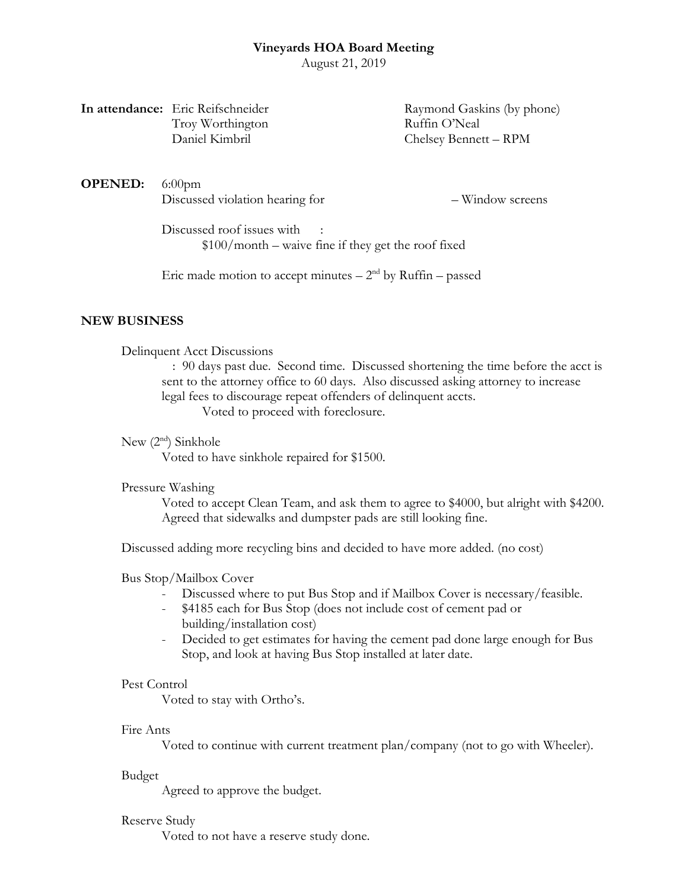**Vineyards HOA Board Meeting**

August 21, 2019

**In attendance:** Eric Reifschneider
Troy Worthington
Daniel Kimbril
Raymond Gaskins (by phone)
Ruffin O'Neal
Chelsey Bennett – RPM

**OPENED:** 6:00pm

Discussed violation hearing for – Window screens

Discussed roof issues with :

$100/month – waive fine if they get the roof fixed

Eric made motion to accept minutes – 2nd by Ruffin – passed

**NEW BUSINESS**

Delinquent Acct Discussions

: 90 days past due. Second time. Discussed shortening the time before the acct is sent to the attorney office to 60 days. Also discussed asking attorney to increase legal fees to discourage repeat offenders of delinquent accts.

Voted to proceed with foreclosure.

New (2nd) Sinkhole

Voted to have sinkhole repaired for $1500.

Pressure Washing

Voted to accept Clean Team, and ask them to agree to $4000, but alright with $4200. Agreed that sidewalks and dumpster pads are still looking fine.

Discussed adding more recycling bins and decided to have more added. (no cost)

Bus Stop/Mailbox Cover

- Discussed where to put Bus Stop and if Mailbox Cover is necessary/feasible.
- $4185 each for Bus Stop (does not include cost of cement pad or building/installation cost)
- Decided to get estimates for having the cement pad done large enough for Bus Stop, and look at having Bus Stop installed at later date.

Pest Control

Voted to stay with Ortho's.

Fire Ants

Voted to continue with current treatment plan/company (not to go with Wheeler).

Budget

Agreed to approve the budget.

Reserve Study

Voted to not have a reserve study done.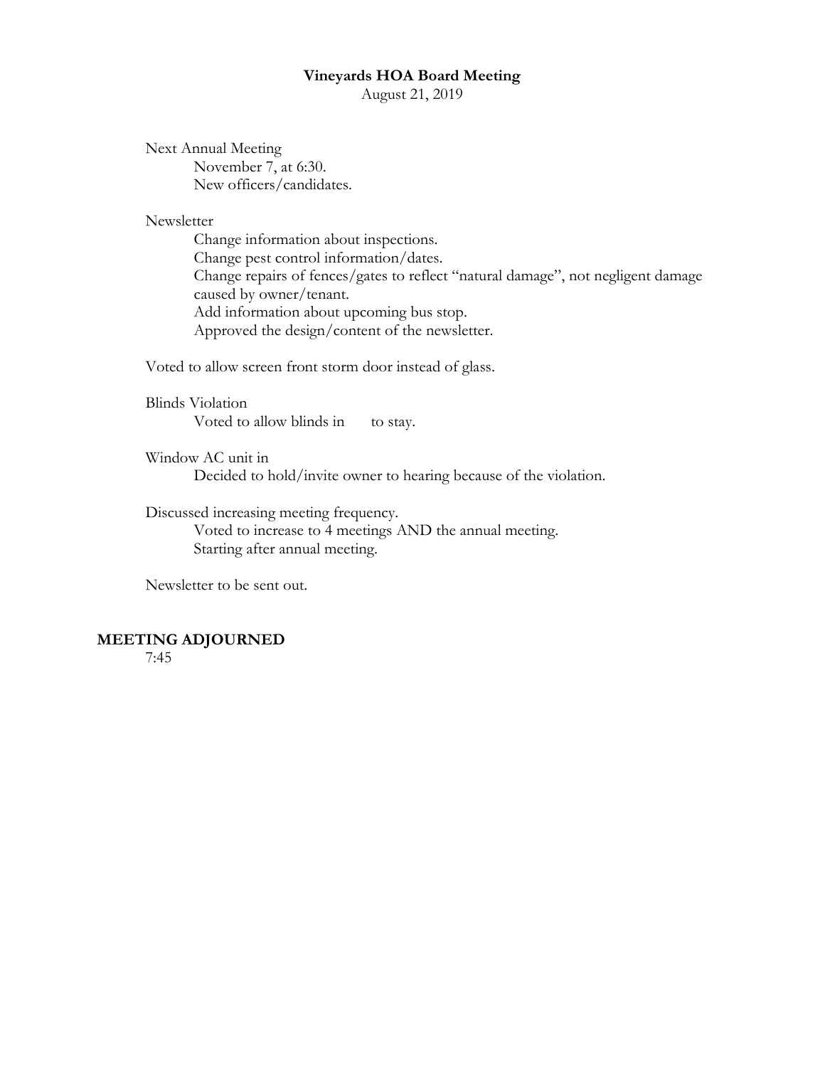**Vineyards HOA Board Meeting**
August 21, 2019

Next Annual Meeting
- November 7, at 6:30.
- New officers/candidates.

Newsletter
- Change information about inspections.
- Change pest control information/dates.
- Change repairs of fences/gates to reflect "natural damage", not negligent damage caused by owner/tenant.
- Add information about upcoming bus stop.
- Approved the design/content of the newsletter.

Voted to allow screen front storm door instead of glass.

Blinds Violation
- Voted to allow blinds in to stay.

Window AC unit in
- Decided to hold/invite owner to hearing because of the violation.

Discussed increasing meeting frequency.
- Voted to increase to 4 meetings AND the annual meeting.
- Starting after annual meeting.

Newsletter to be sent out.

**MEETING ADJOURNED**
7:45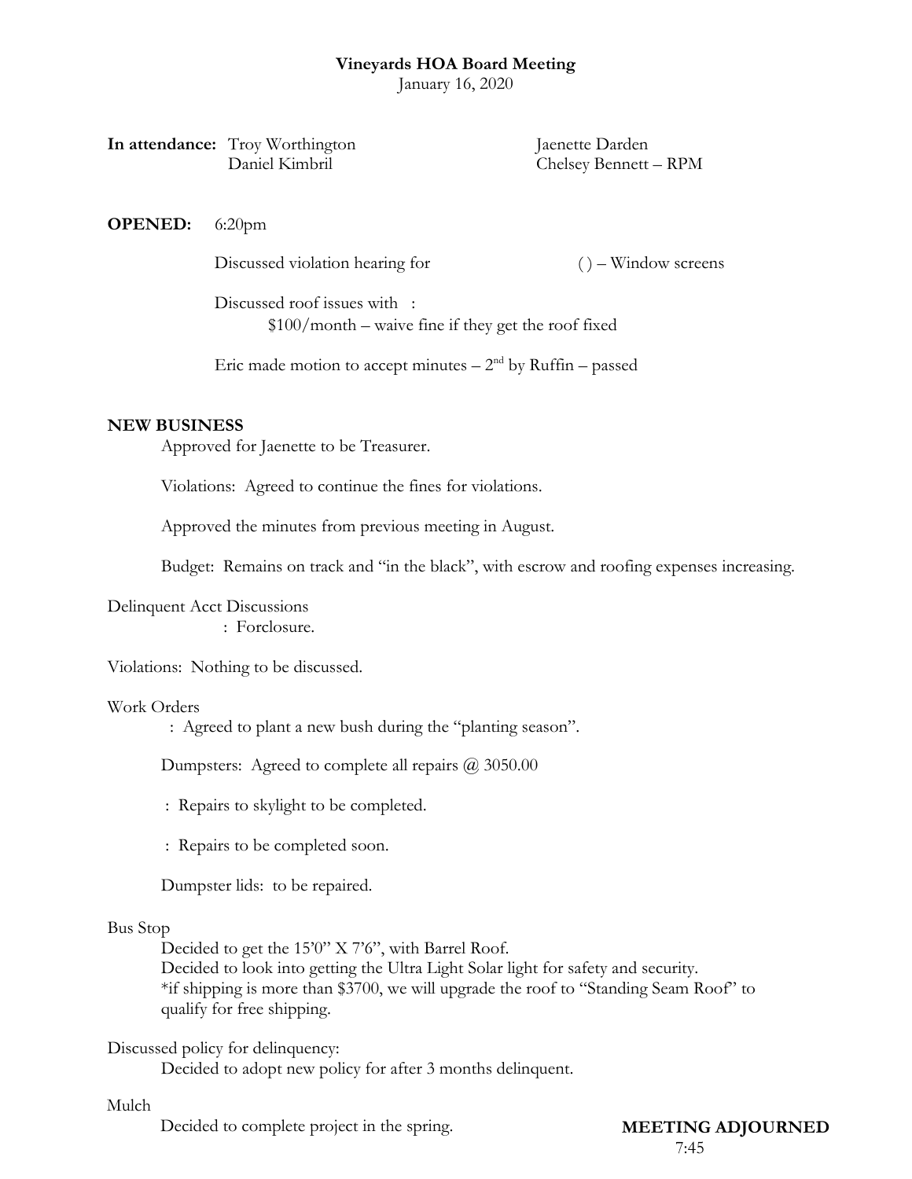**Vineyards HOA Board Meeting**
January 16, 2020

**In attendance:** Troy Worthington, Daniel Kimbril, Jaenette Darden, Chelsey Bennett – RPM

**OPENED:** 6:20pm

Discussed violation hearing for ( ) – Window screens

Discussed roof issues with :
$100/month – waive fine if they get the roof fixed

Eric made motion to accept minutes – 2nd by Ruffin – passed

**NEW BUSINESS**

Approved for Jaenette to be Treasurer.

Violations: Agreed to continue the fines for violations.

Approved the minutes from previous meeting in August.

Budget: Remains on track and "in the black", with escrow and roofing expenses increasing.

Delinquent Acct Discussions
: Forclosure.

Violations: Nothing to be discussed.

Work Orders
: Agreed to plant a new bush during the "planting season".

Dumpsters: Agreed to complete all repairs @ 3050.00

: Repairs to skylight to be completed.

: Repairs to be completed soon.

Dumpster lids: to be repaired.

Bus Stop
Decided to get the 15'0" X 7'6", with Barrel Roof.
Decided to look into getting the Ultra Light Solar light for safety and security.
*if shipping is more than $3700, we will upgrade the roof to "Standing Seam Roof" to qualify for free shipping.

Discussed policy for delinquency:
Decided to adopt new policy for after 3 months delinquent.

Mulch
Decided to complete project in the spring.

**MEETING ADJOURNED**
7:45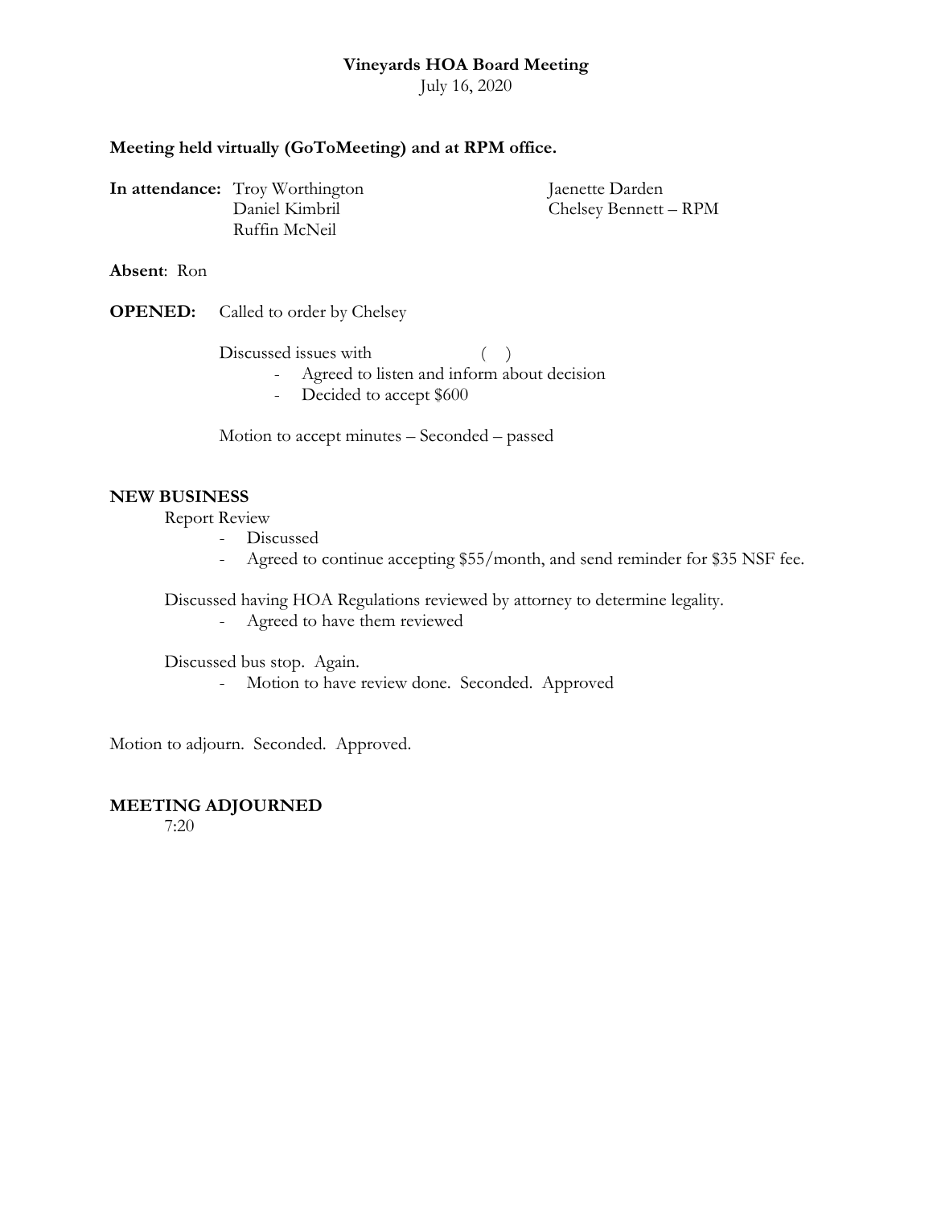**Vineyards HOA Board Meeting**
July 16, 2020

**Meeting held virtually (GoToMeeting) and at RPM office.**

**In attendance:** Troy Worthington, Daniel Kimbril, Ruffin McNeil, Jaenette Darden, Chelsey Bennett – RPM

**Absent**: Ron

**OPENED:** Called to order by Chelsey

Discussed issues with ( )

- Agreed to listen and inform about decision
- Decided to accept $600

Motion to accept minutes – Seconded – passed

**NEW BUSINESS**

Report Review

- Discussed
- Agreed to continue accepting $55/month, and send reminder for $35 NSF fee.

Discussed having HOA Regulations reviewed by attorney to determine legality.

- Agreed to have them reviewed

Discussed bus stop. Again.

- Motion to have review done. Seconded. Approved

Motion to adjourn. Seconded. Approved.

**MEETING ADJOURNED**

7:20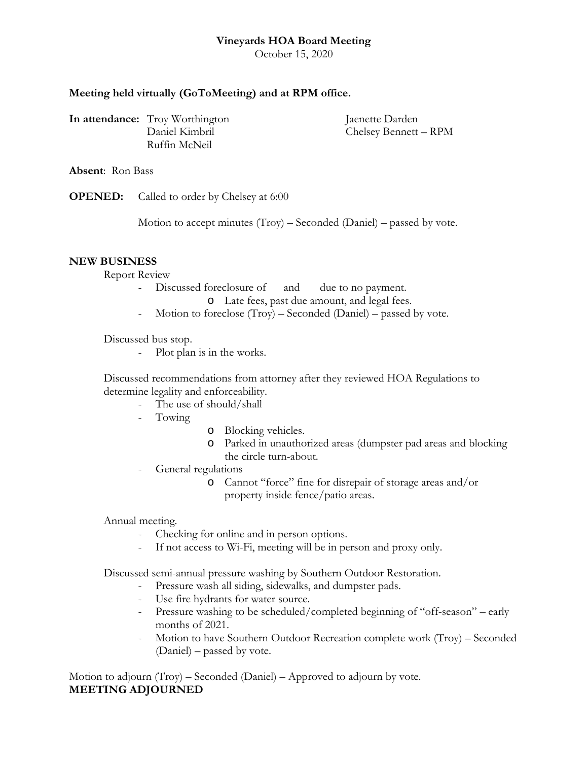**Vineyards HOA Board Meeting**
October 15, 2020

**Meeting held virtually (GoToMeeting) and at RPM office.**

**In attendance:** Troy Worthington, Daniel Kimbril, Ruffin McNeil, Jaenette Darden, Chelsey Bennett – RPM

**Absent**: Ron Bass

**OPENED:** Called to order by Chelsey at 6:00

Motion to accept minutes (Troy) – Seconded (Daniel) – passed by vote.

**NEW BUSINESS**

Report Review

- Discussed foreclosure of and due to no payment.
  - Late fees, past due amount, and legal fees.
- Motion to foreclose (Troy) – Seconded (Daniel) – passed by vote.

Discussed bus stop.

- Plot plan is in the works.

Discussed recommendations from attorney after they reviewed HOA Regulations to determine legality and enforceability.

- The use of should/shall
- Towing
  - Blocking vehicles.
  - Parked in unauthorized areas (dumpster pad areas and blocking the circle turn-about.
- General regulations
  - Cannot "force" fine for disrepair of storage areas and/or property inside fence/patio areas.

Annual meeting.

- Checking for online and in person options.
- If not access to Wi-Fi, meeting will be in person and proxy only.

Discussed semi-annual pressure washing by Southern Outdoor Restoration.

- Pressure wash all siding, sidewalks, and dumpster pads.
- Use fire hydrants for water source.
- Pressure washing to be scheduled/completed beginning of "off-season" – early months of 2021.
- Motion to have Southern Outdoor Recreation complete work (Troy) – Seconded (Daniel) – passed by vote.

Motion to adjourn (Troy) – Seconded (Daniel) – Approved to adjourn by vote.

**MEETING ADJOURNED**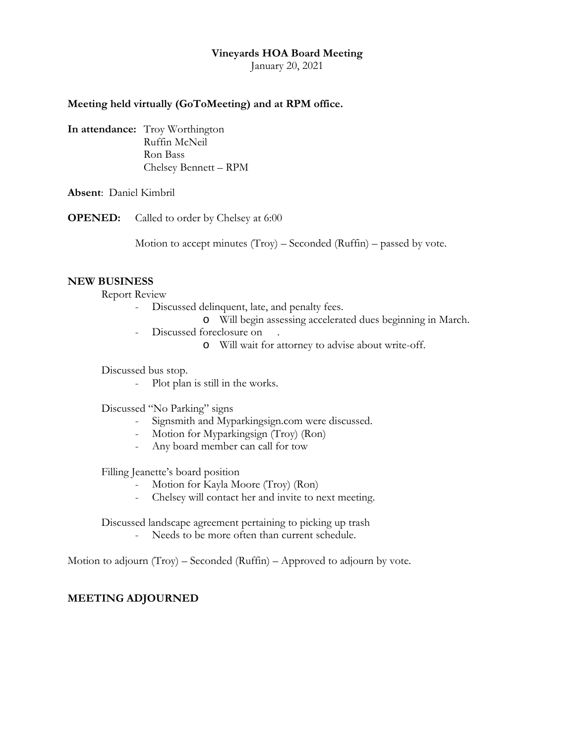**Vineyards HOA Board Meeting**

January 20, 2021

**Meeting held virtually (GoToMeeting) and at RPM office.**

**In attendance:** Troy Worthington
Ruffin McNeil
Ron Bass
Chelsey Bennett – RPM

**Absent**: Daniel Kimbril

**OPENED:** Called to order by Chelsey at 6:00

Motion to accept minutes (Troy) – Seconded (Ruffin) – passed by vote.

**NEW BUSINESS**

Report Review

- Discussed delinquent, late, and penalty fees.
  - Will begin assessing accelerated dues beginning in March.
- Discussed foreclosure on .
  - Will wait for attorney to advise about write-off.

Discussed bus stop.

- Plot plan is still in the works.

Discussed "No Parking" signs

- Signsmith and Myparkingsign.com were discussed.
- Motion for Myparkingsign (Troy) (Ron)
- Any board member can call for tow

Filling Jeanette's board position

- Motion for Kayla Moore (Troy) (Ron)
- Chelsey will contact her and invite to next meeting.

Discussed landscape agreement pertaining to picking up trash

- Needs to be more often than current schedule.

Motion to adjourn (Troy) – Seconded (Ruffin) – Approved to adjourn by vote.

**MEETING ADJOURNED**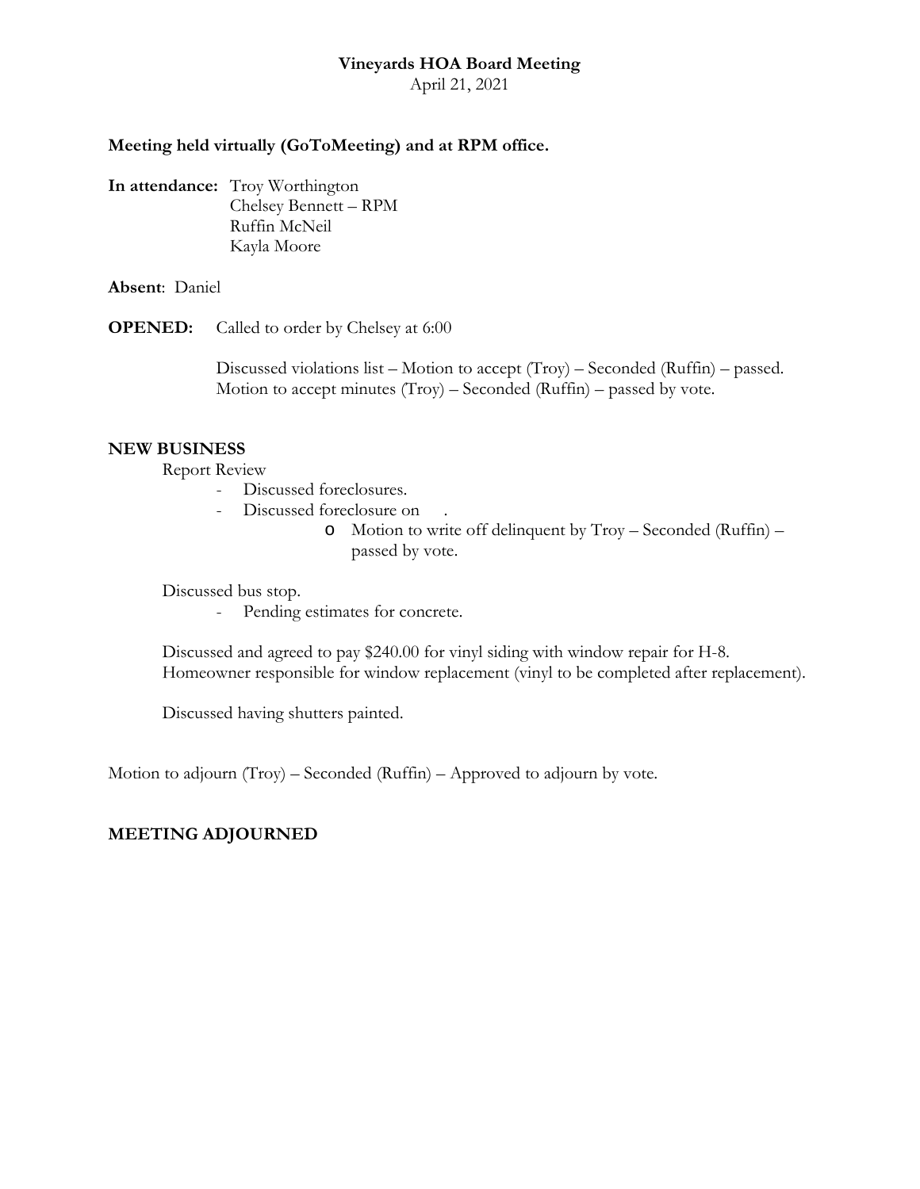**Vineyards HOA Board Meeting**
April 21, 2021

**Meeting held virtually (GoToMeeting) and at RPM office.**

**In attendance:** Troy Worthington
Chelsey Bennett – RPM
Ruffin McNeil
Kayla Moore

**Absent**: Daniel

**OPENED:** Called to order by Chelsey at 6:00

Discussed violations list – Motion to accept (Troy) – Seconded (Ruffin) – passed.
Motion to accept minutes (Troy) – Seconded (Ruffin) – passed by vote.

**NEW BUSINESS**

Report Review

- Discussed foreclosures.
- Discussed foreclosure on .
  - Motion to write off delinquent by Troy – Seconded (Ruffin) – passed by vote.

Discussed bus stop.

- Pending estimates for concrete.

Discussed and agreed to pay $240.00 for vinyl siding with window repair for H-8. Homeowner responsible for window replacement (vinyl to be completed after replacement).

Discussed having shutters painted.

Motion to adjourn (Troy) – Seconded (Ruffin) – Approved to adjourn by vote.

**MEETING ADJOURNED**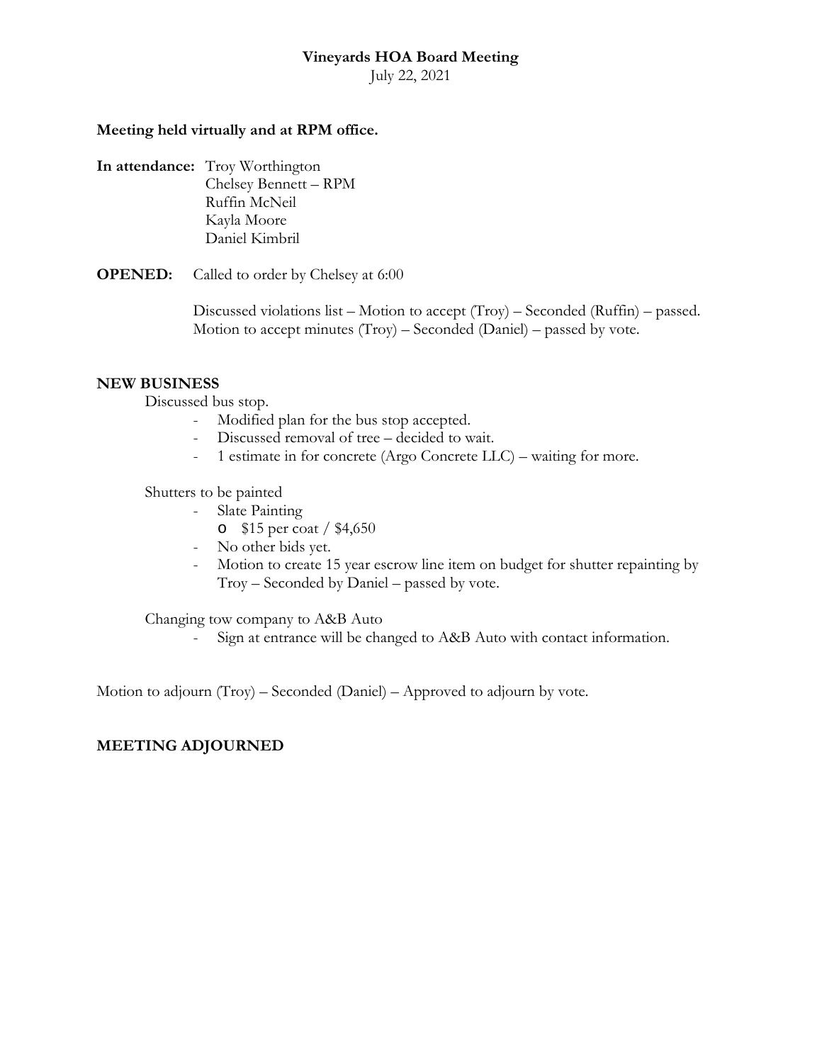# Vineyards HOA Board Meeting

July 22, 2021

**Meeting held virtually and at RPM office.**

**In attendance:** Troy Worthington
Chelsey Bennett – RPM
Ruffin McNeil
Kayla Moore
Daniel Kimbril

**OPENED:** Called to order by Chelsey at 6:00

Discussed violations list – Motion to accept (Troy) – Seconded (Ruffin) – passed.
Motion to accept minutes (Troy) – Seconded (Daniel) – passed by vote.

## NEW BUSINESS

Discussed bus stop.

- Modified plan for the bus stop accepted.
- Discussed removal of tree – decided to wait.
- 1 estimate in for concrete (Argo Concrete LLC) – waiting for more.

Shutters to be painted

- Slate Painting
  - $15 per coat / $4,650
- No other bids yet.
- Motion to create 15 year escrow line item on budget for shutter repainting by Troy – Seconded by Daniel – passed by vote.

Changing tow company to A&B Auto

- Sign at entrance will be changed to A&B Auto with contact information.

Motion to adjourn (Troy) – Seconded (Daniel) – Approved to adjourn by vote.

## MEETING ADJOURNED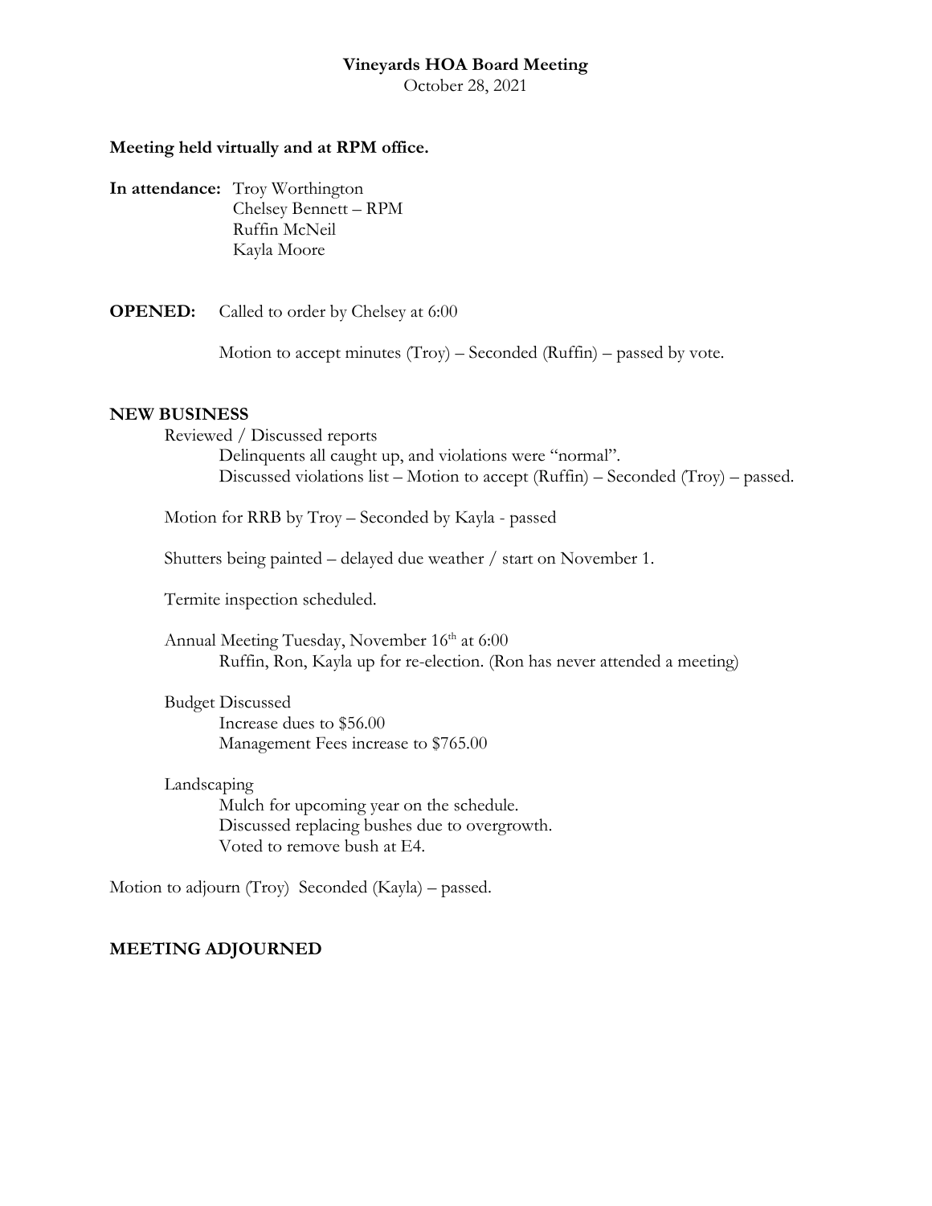# Vineyards HOA Board Meeting

October 28, 2021

**Meeting held virtually and at RPM office.**

**In attendance:** Troy Worthington
Chelsey Bennett – RPM
Ruffin McNeil
Kayla Moore

**OPENED:** Called to order by Chelsey at 6:00

Motion to accept minutes (Troy) – Seconded (Ruffin) – passed by vote.

## NEW BUSINESS

Reviewed / Discussed reports
- Delinquents all caught up, and violations were "normal".
- Discussed violations list – Motion to accept (Ruffin) – Seconded (Troy) – passed.

Motion for RRB by Troy – Seconded by Kayla - passed

Shutters being painted – delayed due weather / start on November 1.

Termite inspection scheduled.

Annual Meeting Tuesday, November 16th at 6:00
- Ruffin, Ron, Kayla up for re-election. (Ron has never attended a meeting)

Budget Discussed
- Increase dues to $56.00
- Management Fees increase to $765.00

Landscaping
- Mulch for upcoming year on the schedule.
- Discussed replacing bushes due to overgrowth.
- Voted to remove bush at E4.

Motion to adjourn (Troy) Seconded (Kayla) – passed.

## MEETING ADJOURNED